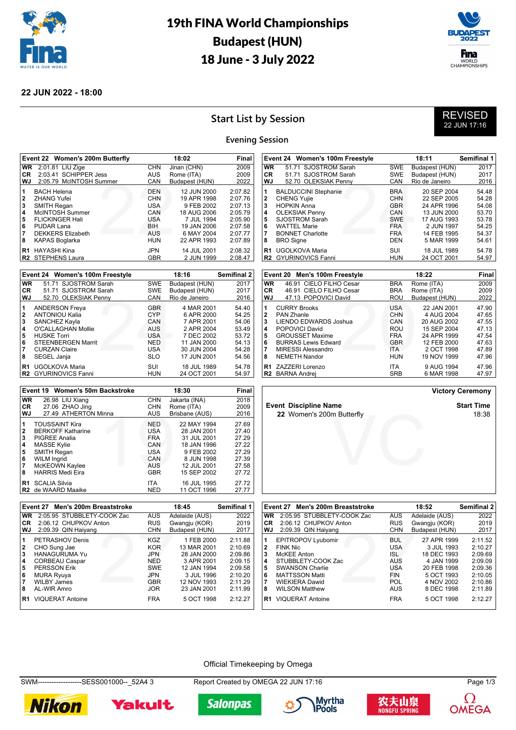# 19th FINA World Championships
## Budapest (HUN)
## 18 June - 3 July 2022

**22 JUN 2022 - 18:00**

## Start List by Session

**REVISED** 22 JUN 17:16

### Evening Session

### Event 22 Women's 200m Butterfly — 18:02 — Final

| | Time / Name | NOC | Venue | Year |
|---|---|---|---|---|
| WR | 2:01.81 LIU Zige | CHN | Jinan (CHN) | 2009 |
| CR | 2:03.41 SCHIPPER Jess | AUS | Rome (ITA) | 2009 |
| WJ | 2:05.79 McINTOSH Summer | CAN | Budapest (HUN) | 2022 |

| Lane | Name | NOC | Birth Date | Entry Time |
|---|---|---|---|---|
| 1 | BACH Helena | DEN | 12 JUN 2000 | 2:07.82 |
| 2 | ZHANG Yufei | CHN | 19 APR 1998 | 2:07.76 |
| 3 | SMITH Regan | USA | 9 FEB 2002 | 2:07.13 |
| 4 | McINTOSH Summer | CAN | 18 AUG 2006 | 2:05.79 |
| 5 | FLICKINGER Hali | USA | 7 JUL 1994 | 2:05.90 |
| 6 | PUDAR Lana | BIH | 19 JAN 2006 | 2:07.58 |
| 7 | DEKKERS Elizabeth | AUS | 6 MAY 2004 | 2:07.77 |
| 8 | KAPAS Boglarka | HUN | 22 APR 1993 | 2:07.89 |
| R1 | HAYASHI Kina | JPN | 14 JUL 2001 | 2:08.32 |
| R2 | STEPHENS Laura | GBR | 2 JUN 1999 | 2:08.47 |

### Event 24 Women's 100m Freestyle — 18:11 — Semifinal 1

| | Time / Name | NOC | Venue | Year |
|---|---|---|---|---|
| WR | 51.71 SJOSTROM Sarah | SWE | Budapest (HUN) | 2017 |
| CR | 51.71 SJOSTROM Sarah | SWE | Budapest (HUN) | 2017 |
| WJ | 52.70 OLEKSIAK Penny | CAN | Rio de Janeiro | 2016 |

| Lane | Name | NOC | Birth Date | Entry Time |
|---|---|---|---|---|
| 1 | BALDUCCINI Stephanie | BRA | 20 SEP 2004 | 54.48 |
| 2 | CHENG Yujie | CHN | 22 SEP 2005 | 54.28 |
| 3 | HOPKIN Anna | GBR | 24 APR 1996 | 54.08 |
| 4 | OLEKSIAK Penny | CAN | 13 JUN 2000 | 53.70 |
| 5 | SJOSTROM Sarah | SWE | 17 AUG 1993 | 53.78 |
| 6 | WATTEL Marie | FRA | 2 JUN 1997 | 54.25 |
| 7 | BONNET Charlotte | FRA | 14 FEB 1995 | 54.37 |
| 8 | BRO Signe | DEN | 5 MAR 1999 | 54.61 |
| R1 | UGOLKOVA Maria | SUI | 18 JUL 1989 | 54.78 |
| R2 | GYURINOVICS Fanni | HUN | 24 OCT 2001 | 54.97 |

### Event 24 Women's 100m Freestyle — 18:16 — Semifinal 2

| | Time / Name | NOC | Venue | Year |
|---|---|---|---|---|
| WR | 51.71 SJOSTROM Sarah | SWE | Budapest (HUN) | 2017 |
| CR | 51.71 SJOSTROM Sarah | SWE | Budapest (HUN) | 2017 |
| WJ | 52.70 OLEKSIAK Penny | CAN | Rio de Janeiro | 2016 |

| Lane | Name | NOC | Birth Date | Entry Time |
|---|---|---|---|---|
| 1 | ANDERSON Freya | GBR | 4 MAR 2001 | 54.40 |
| 2 | ANTONIOU Kalia | CYP | 6 APR 2000 | 54.25 |
| 3 | SANCHEZ Kayla | CAN | 7 APR 2001 | 54.06 |
| 4 | O'CALLAGHAN Mollie | AUS | 2 APR 2004 | 53.49 |
| 5 | HUSKE Torri | USA | 7 DEC 2002 | 53.72 |
| 6 | STEENBERGEN Marrit | NED | 11 JAN 2000 | 54.13 |
| 7 | CURZAN Claire | USA | 30 JUN 2004 | 54.28 |
| 8 | SEGEL Janja | SLO | 17 JUN 2001 | 54.56 |
| R1 | UGOLKOVA Maria | SUI | 18 JUL 1989 | 54.78 |
| R2 | GYURINOVICS Fanni | HUN | 24 OCT 2001 | 54.97 |

### Event 20 Men's 100m Freestyle — 18:22 — Final

| | Time / Name | NOC | Venue | Year |
|---|---|---|---|---|
| WR | 46.91 CIELO FILHO Cesar | BRA | Rome (ITA) | 2009 |
| CR | 46.91 CIELO FILHO Cesar | BRA | Rome (ITA) | 2009 |
| WJ | 47.13 POPOVICI David | ROU | Budapest (HUN) | 2022 |

| Lane | Name | NOC | Birth Date | Entry Time |
|---|---|---|---|---|
| 1 | CURRY Brooks | USA | 22 JAN 2001 | 47.90 |
| 2 | PAN Zhanle | CHN | 4 AUG 2004 | 47.65 |
| 3 | LIENDO EDWARDS Joshua | CAN | 20 AUG 2002 | 47.55 |
| 4 | POPOVICI David | ROU | 15 SEP 2004 | 47.13 |
| 5 | GROUSSET Maxime | FRA | 24 APR 1999 | 47.54 |
| 6 | BURRAS Lewis Edward | GBR | 12 FEB 2000 | 47.63 |
| 7 | MIRESSI Alessandro | ITA | 2 OCT 1998 | 47.89 |
| 8 | NEMETH Nandor | HUN | 19 NOV 1999 | 47.96 |
| R1 | ZAZZERI Lorenzo | ITA | 9 AUG 1994 | 47.96 |
| R2 | BARNA Andrej | SRB | 6 MAR 1998 | 47.97 |

### Event 19 Women's 50m Backstroke — 18:30 — Final

| | Time / Name | NOC | Venue | Year |
|---|---|---|---|---|
| WR | 26.98 LIU Xiang | CHN | Jakarta (INA) | 2018 |
| CR | 27.06 ZHAO Jing | CHN | Rome (ITA) | 2009 |
| WJ | 27.49 ATHERTON Minna | AUS | Brisbane (AUS) | 2016 |

| Lane | Name | NOC | Birth Date | Entry Time |
|---|---|---|---|---|
| 1 | TOUSSAINT Kira | NED | 22 MAY 1994 | 27.69 |
| 2 | BERKOFF Katharine | USA | 28 JAN 2001 | 27.40 |
| 3 | PIGREE Analia | FRA | 31 JUL 2001 | 27.29 |
| 4 | MASSE Kylie | CAN | 18 JAN 1996 | 27.22 |
| 5 | SMITH Regan | USA | 9 FEB 2002 | 27.29 |
| 6 | WILM Ingrid | CAN | 8 JUN 1998 | 27.39 |
| 7 | McKEOWN Kaylee | AUS | 12 JUL 2001 | 27.58 |
| 8 | HARRIS Medi Eira | GBR | 15 SEP 2002 | 27.72 |
| R1 | SCALIA Silvia | ITA | 16 JUL 1995 | 27.72 |
| R2 | de WAARD Maaike | NED | 11 OCT 1996 | 27.77 |

### Victory Ceremony

| Event | Discipline Name | Start Time |
|---|---|---|
| 22 | Women's 200m Butterfly | 18:38 |

### Event 27 Men's 200m Breaststroke — 18:45 — Semifinal 1

| | Time / Name | NOC | Venue | Year |
|---|---|---|---|---|
| WR | 2:05.95 STUBBLETY-COOK Zac | AUS | Adelaide (AUS) | 2022 |
| CR | 2:06.12 CHUPKOV Anton | RUS | Gwangju (KOR) | 2019 |
| WJ | 2:09.39 QIN Haiyang | CHN | Budapest (HUN) | 2017 |

| Lane | Name | NOC | Birth Date | Entry Time |
|---|---|---|---|---|
| 1 | PETRASHOV Denis | KGZ | 1 FEB 2000 | 2:11.88 |
| 2 | CHO Sung Jae | KOR | 13 MAR 2001 | 2:10.69 |
| 3 | HANAGURUMA Yu | JPN | 28 JAN 2000 | 2:09.86 |
| 4 | CORBEAU Caspar | NED | 3 APR 2001 | 2:09.15 |
| 5 | PERSSON Erik | SWE | 12 JAN 1994 | 2:09.58 |
| 6 | MURA Ryuya | JPN | 3 JUL 1996 | 2:10.20 |
| 7 | WILBY James | GBR | 12 NOV 1993 | 2:11.29 |
| 8 | AL-WIR Amro | JOR | 23 JAN 2001 | 2:11.99 |
| R1 | VIQUERAT Antoine | FRA | 5 OCT 1998 | 2:12.27 |

### Event 27 Men's 200m Breaststroke — 18:52 — Semifinal 2

| | Time / Name | NOC | Venue | Year |
|---|---|---|---|---|
| WR | 2:05.95 STUBBLETY-COOK Zac | AUS | Adelaide (AUS) | 2022 |
| CR | 2:06.12 CHUPKOV Anton | RUS | Gwangju (KOR) | 2019 |
| WJ | 2:09.39 QIN Haiyang | CHN | Budapest (HUN) | 2017 |

| Lane | Name | NOC | Birth Date | Entry Time |
|---|---|---|---|---|
| 1 | EPITROPOV Lyubomir | BUL | 27 APR 1999 | 2:11.52 |
| 2 | FINK Nic | USA | 3 JUL 1993 | 2:10.27 |
| 3 | McKEE Anton | ISL | 18 DEC 1993 | 2:09.69 |
| 4 | STUBBLETY-COOK Zac | AUS | 4 JAN 1999 | 2:09.09 |
| 5 | SWANSON Charlie | USA | 20 FEB 1998 | 2:09.36 |
| 6 | MATTSSON Matti | FIN | 5 OCT 1993 | 2:10.05 |
| 7 | WIEKIERA Dawid | POL | 4 NOV 2002 | 2:10.86 |
| 8 | WILSON Matthew | AUS | 8 DEC 1998 | 2:11.89 |
| R1 | VIQUERAT Antoine | FRA | 5 OCT 1998 | 2:12.27 |

Official Timekeeping by Omega

SWM-------------------SESS001000--_52A4 3 — Report Created by OMEGA 22 JUN 17:16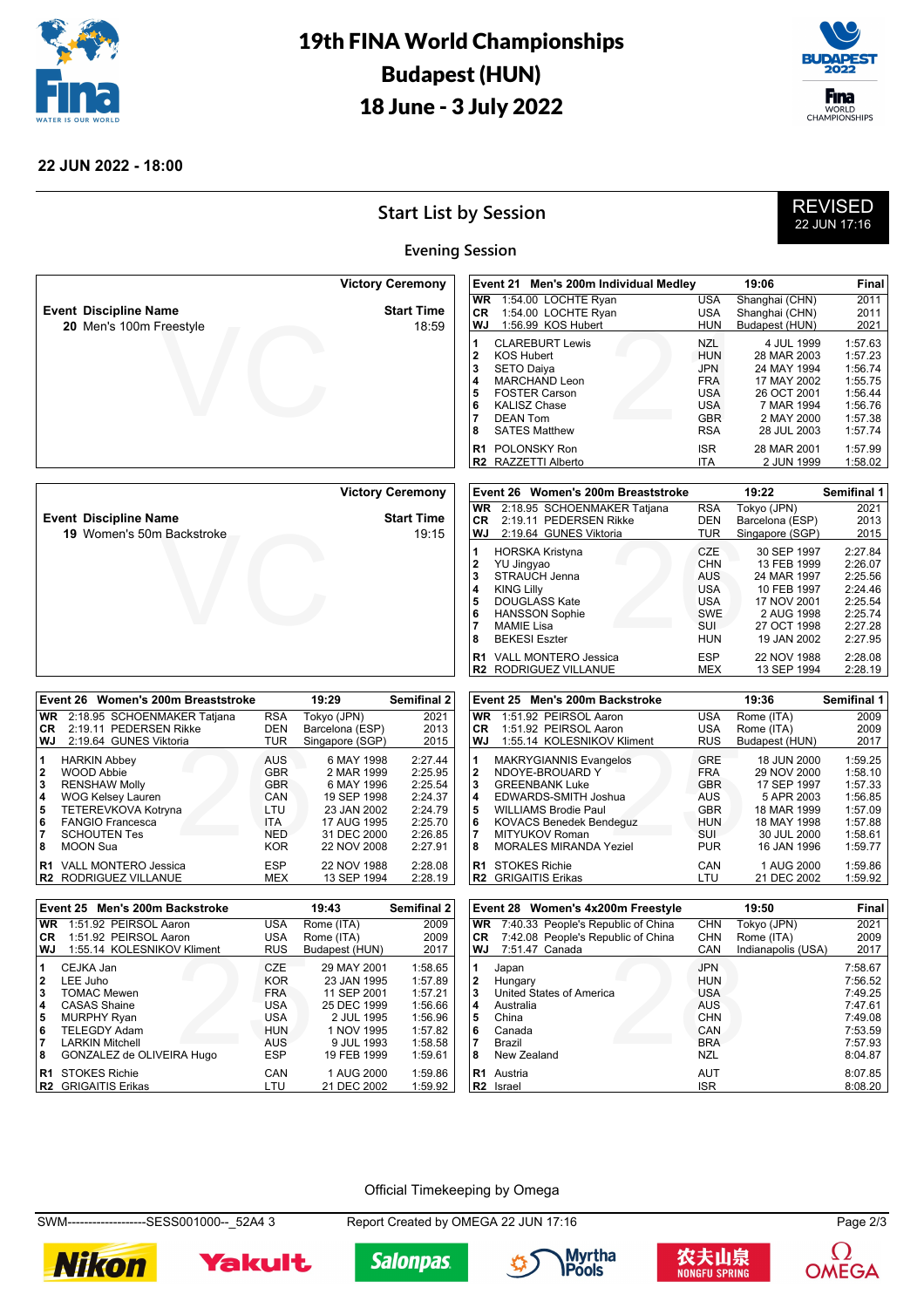# 19th FINA World Championships
# Budapest (HUN)
# 18 June - 3 July 2022

**22 JUN 2022 - 18:00**

## Start List by Session

**REVISED** 22 JUN 17:16

### Evening Session

**Victory Ceremony**

| Event Discipline Name | Start Time |
|---|---|
| 20 Men's 100m Freestyle | 18:59 |

**Event 21 Men's 200m Individual Medley — 19:06 — Final**

| | | | | |
|---|---|---|---|---|
| WR | 1:54.00 LOCHTE Ryan | USA | Shanghai (CHN) | 2011 |
| CR | 1:54.00 LOCHTE Ryan | USA | Shanghai (CHN) | 2011 |
| WJ | 1:56.99 KOS Hubert | HUN | Budapest (HUN) | 2021 |

| Lane | Name | NAT | Date of Birth | Entry Time |
|---|---|---|---|---|
| 1 | CLAREBURT Lewis | NZL | 4 JUL 1999 | 1:57.63 |
| 2 | KOS Hubert | HUN | 28 MAR 2003 | 1:57.23 |
| 3 | SETO Daiya | JPN | 24 MAY 1994 | 1:56.74 |
| 4 | MARCHAND Leon | FRA | 17 MAY 2002 | 1:55.75 |
| 5 | FOSTER Carson | USA | 26 OCT 2001 | 1:56.44 |
| 6 | KALISZ Chase | USA | 7 MAR 1994 | 1:56.76 |
| 7 | DEAN Tom | GBR | 2 MAY 2000 | 1:57.38 |
| 8 | SATES Matthew | RSA | 28 JUL 2003 | 1:57.74 |
| R1 | POLONSKY Ron | ISR | 28 MAR 2001 | 1:57.99 |
| R2 | RAZZETTI Alberto | ITA | 2 JUN 1999 | 1:58.02 |

**Victory Ceremony**

| Event Discipline Name | Start Time |
|---|---|
| 19 Women's 50m Backstroke | 19:15 |

**Event 26 Women's 200m Breaststroke — 19:22 — Semifinal 1**

| | | | | |
|---|---|---|---|---|
| WR | 2:18.95 SCHOENMAKER Tatjana | RSA | Tokyo (JPN) | 2021 |
| CR | 2:19.11 PEDERSEN Rikke | DEN | Barcelona (ESP) | 2013 |
| WJ | 2:19.64 GUNES Viktoria | TUR | Singapore (SGP) | 2015 |

| Lane | Name | NAT | Date of Birth | Entry Time |
|---|---|---|---|---|
| 1 | HORSKA Kristyna | CZE | 30 SEP 1997 | 2:27.84 |
| 2 | YU Jingyao | CHN | 13 FEB 1999 | 2:26.07 |
| 3 | STRAUCH Jenna | AUS | 24 MAR 1997 | 2:25.56 |
| 4 | KING Lilly | USA | 10 FEB 1997 | 2:24.46 |
| 5 | DOUGLASS Kate | USA | 17 NOV 2001 | 2:25.54 |
| 6 | HANSSON Sophie | SWE | 2 AUG 1998 | 2:25.74 |
| 7 | MAMIE Lisa | SUI | 27 OCT 1998 | 2:27.28 |
| 8 | BEKESI Eszter | HUN | 19 JAN 2002 | 2:27.95 |
| R1 | VALL MONTERO Jessica | ESP | 22 NOV 1988 | 2:28.08 |
| R2 | RODRIGUEZ VILLANUE | MEX | 13 SEP 1994 | 2:28.19 |

**Event 26 Women's 200m Breaststroke — 19:29 — Semifinal 2**

| | | | | |
|---|---|---|---|---|
| WR | 2:18.95 SCHOENMAKER Tatjana | RSA | Tokyo (JPN) | 2021 |
| CR | 2:19.11 PEDERSEN Rikke | DEN | Barcelona (ESP) | 2013 |
| WJ | 2:19.64 GUNES Viktoria | TUR | Singapore (SGP) | 2015 |

| Lane | Name | NAT | Date of Birth | Entry Time |
|---|---|---|---|---|
| 1 | HARKIN Abbey | AUS | 6 MAY 1998 | 2:27.44 |
| 2 | WOOD Abbie | GBR | 2 MAR 1999 | 2:25.95 |
| 3 | RENSHAW Molly | GBR | 6 MAY 1996 | 2:25.54 |
| 4 | WOG Kelsey Lauren | CAN | 19 SEP 1998 | 2:24.37 |
| 5 | TETEREVKOVA Kotryna | LTU | 23 JAN 2002 | 2:24.79 |
| 6 | FANGIO Francesca | ITA | 17 AUG 1995 | 2:25.70 |
| 7 | SCHOUTEN Tes | NED | 31 DEC 2000 | 2:26.85 |
| 8 | MOON Sua | KOR | 22 NOV 2008 | 2:27.91 |
| R1 | VALL MONTERO Jessica | ESP | 22 NOV 1988 | 2:28.08 |
| R2 | RODRIGUEZ VILLANUE | MEX | 13 SEP 1994 | 2:28.19 |

**Event 25 Men's 200m Backstroke — 19:36 — Semifinal 1**

| | | | | |
|---|---|---|---|---|
| WR | 1:51.92 PEIRSOL Aaron | USA | Rome (ITA) | 2009 |
| CR | 1:51.92 PEIRSOL Aaron | USA | Rome (ITA) | 2009 |
| WJ | 1:55.14 KOLESNIKOV Kliment | RUS | Budapest (HUN) | 2017 |

| Lane | Name | NAT | Date of Birth | Entry Time |
|---|---|---|---|---|
| 1 | MAKRYGIANNIS Evangelos | GRE | 18 JUN 2000 | 1:59.25 |
| 2 | NDOYE-BROUARD Y | FRA | 29 NOV 2000 | 1:58.10 |
| 3 | GREENBANK Luke | GBR | 17 SEP 1997 | 1:57.33 |
| 4 | EDWARDS-SMITH Joshua | AUS | 5 APR 2003 | 1:56.85 |
| 5 | WILLIAMS Brodie Paul | GBR | 18 MAR 1999 | 1:57.09 |
| 6 | KOVACS Benedek Bendeguz | HUN | 18 MAY 1998 | 1:57.88 |
| 7 | MITYUKOV Roman | SUI | 30 JUL 2000 | 1:58.61 |
| 8 | MORALES MIRANDA Yeziel | PUR | 16 JAN 1996 | 1:59.77 |
| R1 | STOKES Richie | CAN | 1 AUG 2000 | 1:59.86 |
| R2 | GRIGAITIS Erikas | LTU | 21 DEC 2002 | 1:59.92 |

**Event 25 Men's 200m Backstroke — 19:43 — Semifinal 2**

| | | | | |
|---|---|---|---|---|
| WR | 1:51.92 PEIRSOL Aaron | USA | Rome (ITA) | 2009 |
| CR | 1:51.92 PEIRSOL Aaron | USA | Rome (ITA) | 2009 |
| WJ | 1:55.14 KOLESNIKOV Kliment | RUS | Budapest (HUN) | 2017 |

| Lane | Name | NAT | Date of Birth | Entry Time |
|---|---|---|---|---|
| 1 | CEJKA Jan | CZE | 29 MAY 2001 | 1:58.65 |
| 2 | LEE Juho | KOR | 23 JAN 1995 | 1:57.89 |
| 3 | TOMAC Mewen | FRA | 11 SEP 2001 | 1:57.21 |
| 4 | CASAS Shaine | USA | 25 DEC 1999 | 1:56.66 |
| 5 | MURPHY Ryan | USA | 2 JUL 1995 | 1:56.96 |
| 6 | TELEGDY Adam | HUN | 1 NOV 1995 | 1:57.82 |
| 7 | LARKIN Mitchell | AUS | 9 JUL 1993 | 1:58.58 |
| 8 | GONZALEZ de OLIVEIRA Hugo | ESP | 19 FEB 1999 | 1:59.61 |
| R1 | STOKES Richie | CAN | 1 AUG 2000 | 1:59.86 |
| R2 | GRIGAITIS Erikas | LTU | 21 DEC 2002 | 1:59.92 |

**Event 28 Women's 4x200m Freestyle — 19:50 — Final**

| | | | | |
|---|---|---|---|---|
| WR | 7:40.33 People's Republic of China | CHN | Tokyo (JPN) | 2021 |
| CR | 7:42.08 People's Republic of China | CHN | Rome (ITA) | 2009 |
| WJ | 7:51.47 Canada | CAN | Indianapolis (USA) | 2017 |

| Lane | Team | NAT | Entry Time |
|---|---|---|---|
| 1 | Japan | JPN | 7:58.67 |
| 2 | Hungary | HUN | 7:56.52 |
| 3 | United States of America | USA | 7:49.25 |
| 4 | Australia | AUS | 7:47.61 |
| 5 | China | CHN | 7:49.08 |
| 6 | Canada | CAN | 7:53.59 |
| 7 | Brazil | BRA | 7:57.93 |
| 8 | New Zealand | NZL | 8:04.87 |
| R1 | Austria | AUT | 8:07.85 |
| R2 | Israel | ISR | 8:08.20 |

Official Timekeeping by Omega

SWM-------------------SESS001000--_52A4 3 — Report Created by OMEGA 22 JUN 17:16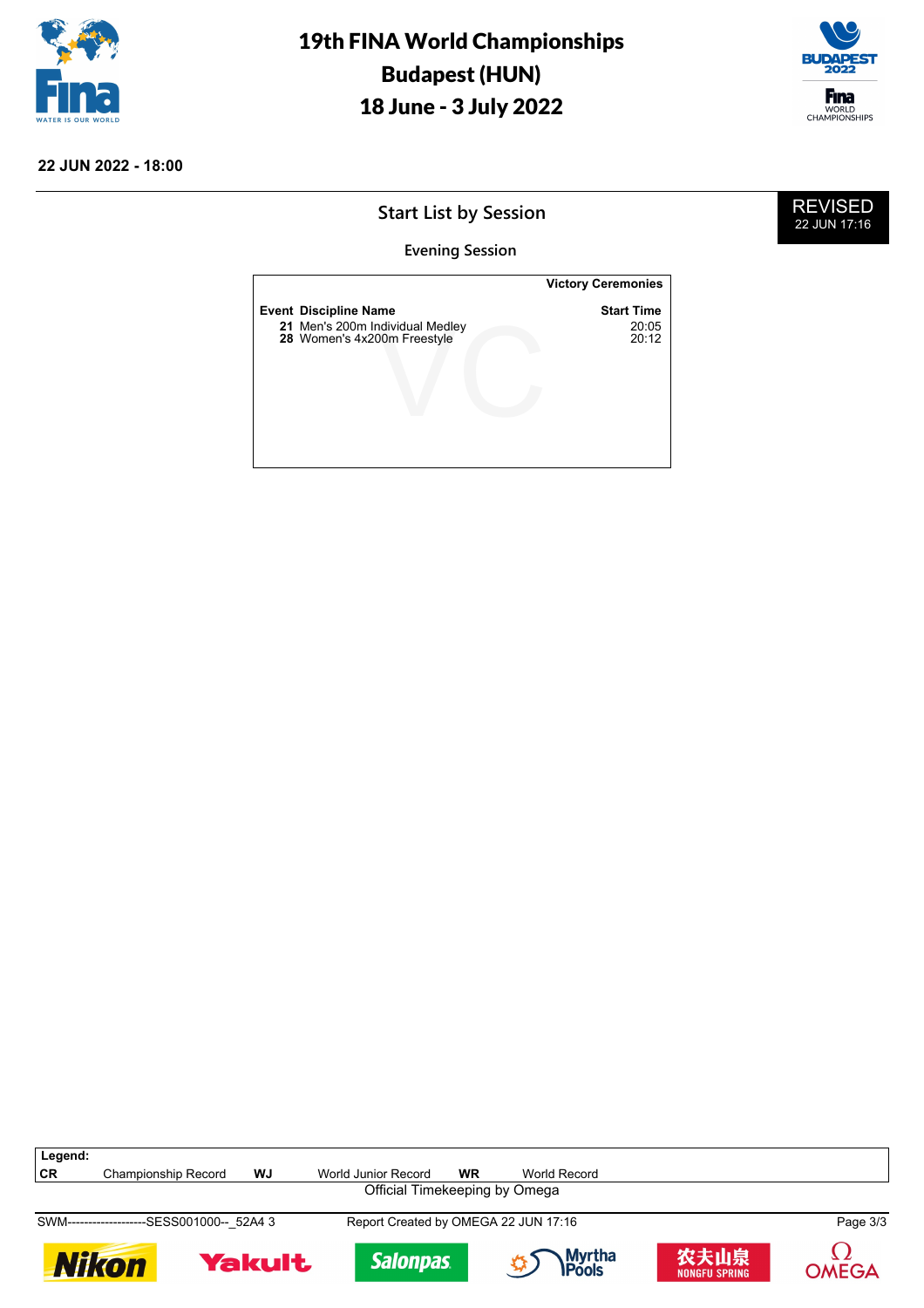# 19th FINA World Championships
## Budapest (HUN)
## 18 June - 3 July 2022

**22 JUN 2022 - 18:00**

REVISED
22 JUN 17:16

## Start List by Session

### Evening Session

**Victory Ceremonies**

| Event | Discipline Name | Start Time |
|---|---|---|
| 21 | Men's 200m Individual Medley | 20:05 |
| 28 | Women's 4x200m Freestyle | 20:12 |

**Legend:**

| | | | | | |
|---|---|---|---|---|---|
| **CR** | Championship Record | **WJ** | World Junior Record | **WR** | World Record |

Official Timekeeping by Omega

SWM-------------------SESS001000--_52A4 3

Report Created by OMEGA 22 JUN 17:16